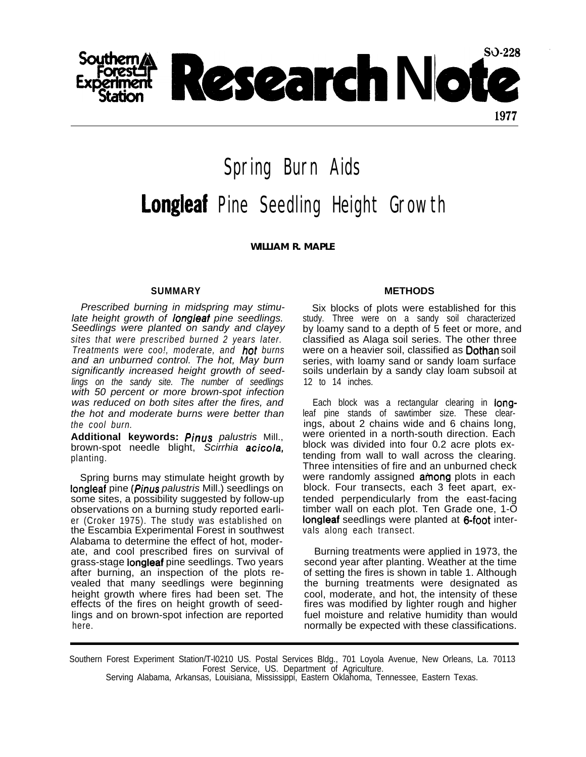Southern Forest Experiment Station

# Research Note

SO-228

1977

# Spring Burn Aids Longleaf Pine Seedling Height Growth

**WILLIAM R. MAPLE**

## SUMMARY

*Prescribed burning in midspring may stimulate height growth of longleaf pine seedlings. Seedlings were planted on sandy and clayey sites that were prescribed burned 2 years later. Treatments were cool, moderate, and hot burns and an unburned control. The hot, May burn significantly increased height growth of seedlings on the sandy site. The number of seedlings with 50 percent or more brown-spot infection was reduced on both sites after the fires, and the hot and moderate burns were better than the cool burn.*

**Additional keywords:** *Pinus palustris* Mill., brown-spot needle blight, *Scirrhia acicola,* planting.

Spring burns may stimulate height growth by longleaf pine (*Pinus palustris* Mill.) seedlings on some sites, a possibility suggested by follow-up observations on a burning study reported earlier (Croker 1975). The study was established on the Escambia Experimental Forest in southwest Alabama to determine the effect of hot, moderate, and cool prescribed fires on survival of grass-stage longleaf pine seedlings. Two years after burning, an inspection of the plots revealed that many seedlings were beginning height growth where fires had been set. The effects of the fires on height growth of seedlings and on brown-spot infection are reported here.

## METHODS

Six blocks of plots were established for this study. Three were on a sandy soil characterized by loamy sand to a depth of 5 feet or more, and classified as Alaga soil series. The other three were on a heavier soil, classified as Dothan soil series, with loamy sand or sandy loam surface soils underlain by a sandy clay loam subsoil at 12 to 14 inches.

Each block was a rectangular clearing in longleaf pine stands of sawtimber size. These clearings, about 2 chains wide and 6 chains long, were oriented in a north-south direction. Each block was divided into four 0.2 acre plots extending from wall to wall across the clearing. Three intensities of fire and an unburned check were randomly assigned among plots in each block. Four transects, each 3 feet apart, extended perpendicularly from the east-facing timber wall on each plot. Ten Grade one, 1-0 longleaf seedlings were planted at 6-foot intervals along each transect.

Burning treatments were applied in 1973, the second year after planting. Weather at the time of setting the fires is shown in table 1. Although the burning treatments were designated as cool, moderate, and hot, the intensity of these fires was modified by lighter rough and higher fuel moisture and relative humidity than would normally be expected with these classifications.

---

Southern Forest Experiment Station/T-l0210 US. Postal Services Bldg., 701 Loyola Avenue, New Orleans, La. 70113
Forest Service, US. Department of Agriculture.
Serving Alabama, Arkansas, Louisiana, Mississippi, Eastern Oklahoma, Tennessee, Eastern Texas.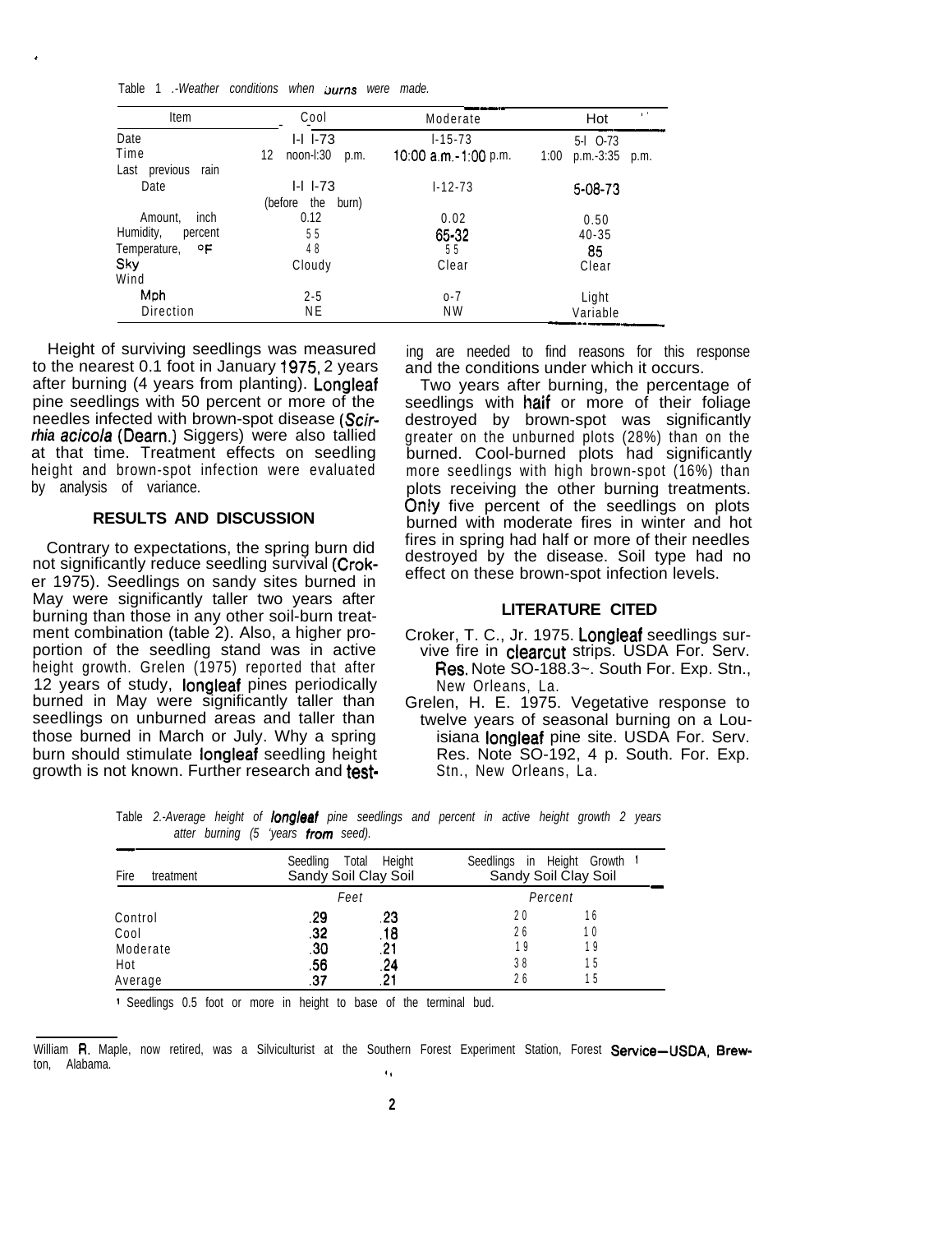Table 1.-Weather conditions when burns were made.

| Item | Cool | Moderate | Hot |
|---|---|---|---|
| Date | 1-11-73 | 1-15-73 | 5-10-73 |
| Time | 12 noon-1:30 p.m. | 10:00 a.m.-1:00 p.m. | 1:00 p.m.-3:35 p.m. |
| Last previous rain | | | |
| Date | 1-11-73 (before the burn) | 1-12-73 | 5-08-73 |
| Amount, inch | 0.12 | 0.02 | 0.50 |
| Humidity, percent | 55 | 65-32 | 40-35 |
| Temperature, °F | 48 | 55 | 85 |
| Sky | Cloudy | Clear | Clear |
| Wind | | | |
| Mph | 2-5 | 0-7 | Light |
| Direction | NE | NW | Variable |

Height of surviving seedlings was measured to the nearest 0.1 foot in January 1975, 2 years after burning (4 years from planting). Longleaf pine seedlings infected with 50 percent or more of the needles infected with brown-spot disease (*Scirrhia acicola* (Dearn.) Siggers) were also tallied at that time. Treatment effects on seedling height and brown-spot infection were evaluated by analysis of variance.

## RESULTS AND DISCUSSION

Contrary to expectations, the spring burn did not significantly reduce seedling survival (Croker 1975). Seedlings on sandy sites burned in May were significantly taller two years after burning than those in any other soil-burn treatment combination (table 2). Also, a higher proportion of the seedling stand was in active height growth. Grelen (1975) reported that after 12 years of study, longleaf pines periodically burned in May were significantly taller than seedlings on unburned areas and taller than those burned in March or July. Why a spring burn should stimulate longleaf seedling height growth is not known. Further research and testing are needed to find reasons for this response and the conditions under which it occurs.

Two years after burning, the percentage of seedlings with half or more of their foliage destroyed by brown-spot was significantly greater on the unburned plots (28%) than on the burned. Cool-burned plots had significantly more seedlings with high brown-spot (16%) than plots receiving the other burning treatments. Only five percent of the seedlings on plots burned with moderate fires in winter and hot fires in spring had half or more of their needles destroyed by the disease. Soil type had no effect on these brown-spot infection levels.

## LITERATURE CITED

Croker, T. C., Jr. 1975. Longleaf seedlings survive fire in clearcut strips. USDA For. Serv. Res. Note SO-188.3~. South For. Exp. Stn., New Orleans, La.

Grelen, H. E. 1975. Vegetative response to twelve years of seasonal burning on a Louisiana longleaf pine site. USDA For. Serv. Res. Note SO-192, 4 p. South. For. Exp. Stn., New Orleans, La.

Table 2.-Average height of longleaf pine seedlings and percent in active height growth 2 years after burning (5 years from seed).

| Fire treatment | Seedling Total Height Sandy Soil | Clay Soil | Seedlings in Height Growth [1] Sandy Soil | Clay Soil |
|---|---|---|---|---|
| | Feet | | Percent | |
| Control | .29 | .23 | 20 | 16 |
| Cool | .32 | .18 | 26 | 10 |
| Moderate | .30 | .21 | 19 | 19 |
| Hot | .56 | .24 | 38 | 15 |
| Average | .37 | .21 | 26 | 15 |

[1] Seedlings 0.5 foot or more in height to base of the terminal bud.

William R. Maple, now retired, was a Silviculturist at the Southern Forest Experiment Station, Forest Service—USDA, Brewton, Alabama.